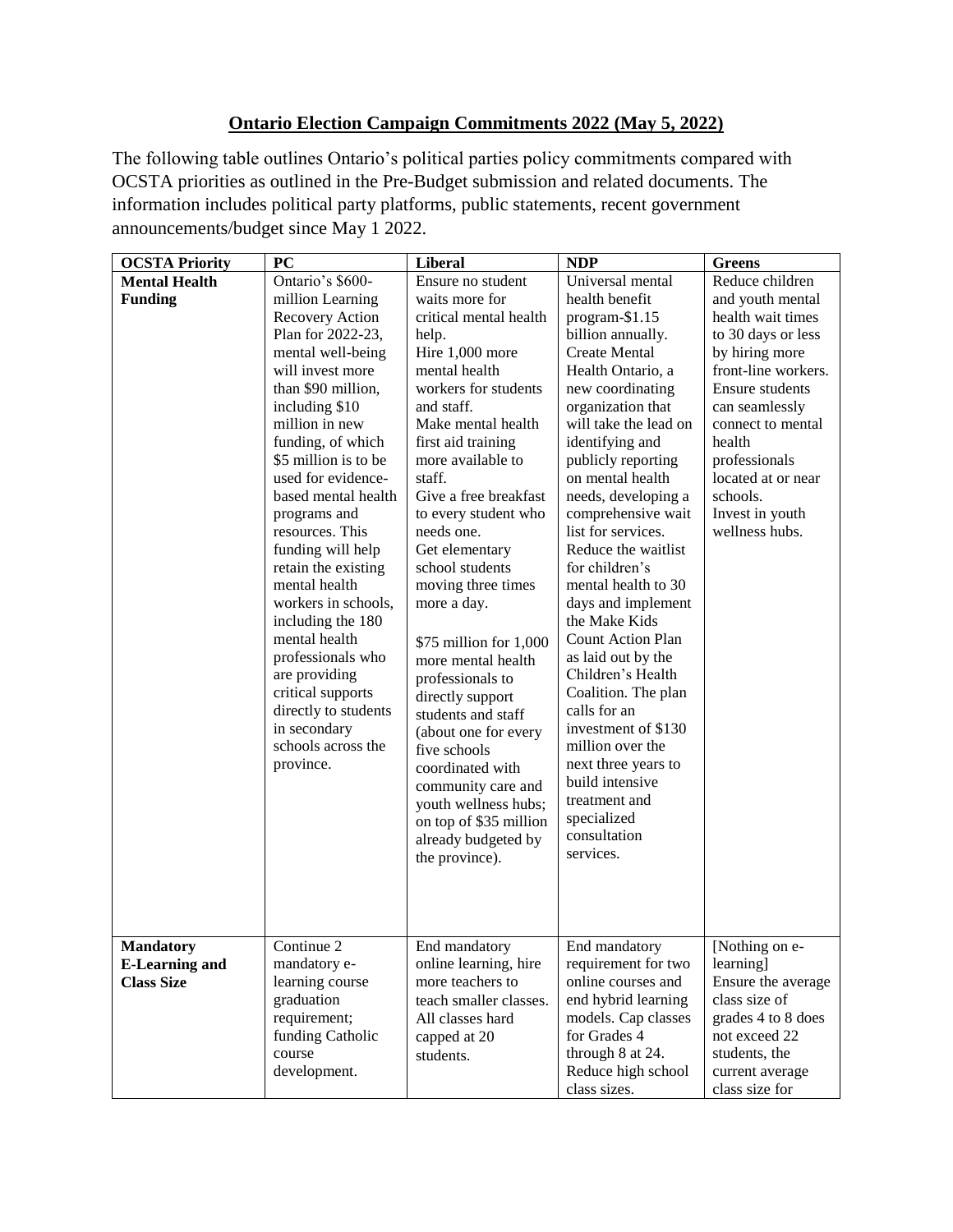## Ontario Election Campaign Commitments 2022 (May 5, 2022)

The following table outlines Ontario's political parties policy commitments compared with OCSTA priorities as outlined in the Pre-Budget submission and related documents. The information includes political party platforms, public statements, recent government announcements/budget since May 1 2022.

| OCSTA Priority | PC | Liberal | NDP | Greens |
|---|---|---|---|---|
| **Mental Health Funding** | Ontario's $600-million Learning Recovery Action Plan for 2022-23, mental well-being will invest more than $90 million, including $10 million in new funding, of which $5 million is to be used for evidence-based mental health programs and resources. This funding will help retain the existing mental health workers in schools, including the 180 mental health professionals who are providing critical supports directly to students in secondary schools across the province. | Ensure no student waits more for critical mental health help.<br>Hire 1,000 more mental health workers for students and staff.<br>Make mental health first aid training more available to staff.<br>Give a free breakfast to every student who needs one.<br>Get elementary school students moving three times more a day.<br><br>$75 million for 1,000 more mental health professionals to directly support students and staff (about one for every five schools coordinated with community care and youth wellness hubs; on top of $35 million already budgeted by the province). | Universal mental health benefit program-$1.15 billion annually.<br>Create Mental Health Ontario, a new coordinating organization that will take the lead on identifying and publicly reporting on mental health needs, developing a comprehensive wait list for services.<br>Reduce the waitlist for children's mental health to 30 days and implement the Make Kids Count Action Plan as laid out by the Children's Health Coalition. The plan calls for an investment of $130 million over the next three years to build intensive treatment and specialized consultation services. | Reduce children and youth mental health wait times to 30 days or less by hiring more front-line workers.<br>Ensure students can seamlessly connect to mental health professionals located at or near schools.<br>Invest in youth wellness hubs. |
| **Mandatory E-Learning and Class Size** | Continue 2 mandatory e-learning course graduation requirement; funding Catholic course development. | End mandatory online learning, hire more teachers to teach smaller classes. All classes hard capped at 20 students. | End mandatory requirement for two online courses and end hybrid learning models. Cap classes for Grades 4 through 8 at 24. Reduce high school class sizes. | [Nothing on e-learning]<br>Ensure the average class size of grades 4 to 8 does not exceed 22 students, the current average class size for |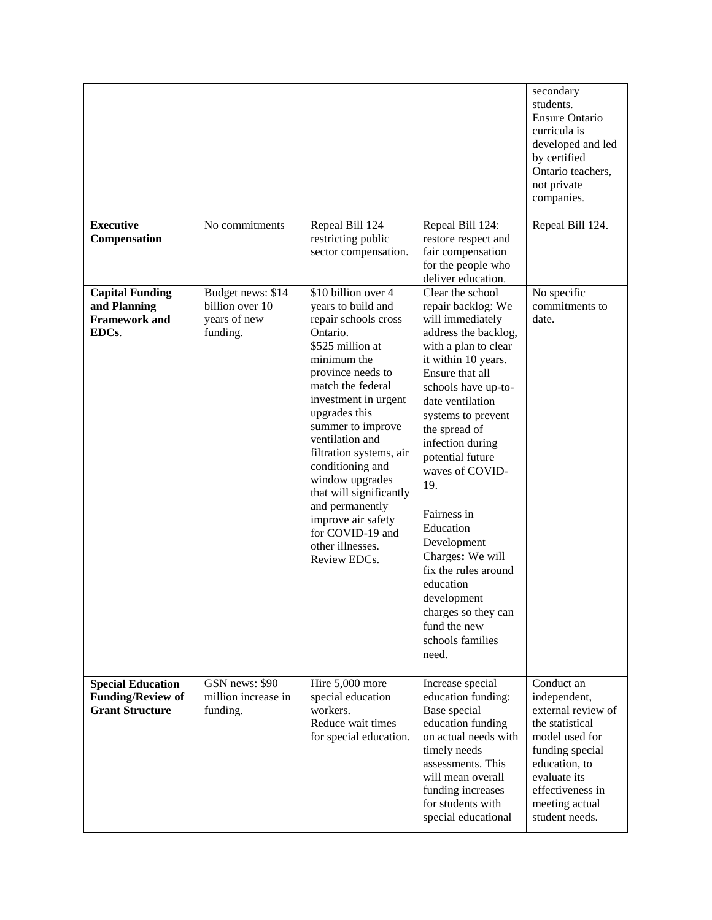| | | | | |
|---|---|---|---|---|
| | | | | secondary students. Ensure Ontario curricula is developed and led by certified Ontario teachers, not private companies. |
| **Executive Compensation** | No commitments | Repeal Bill 124 restricting public sector compensation. | Repeal Bill 124: restore respect and fair compensation for the people who deliver education. | Repeal Bill 124. |
| **Capital Funding and Planning Framework and EDCs**. | Budget news: $14 billion over 10 years of new funding. | $10 billion over 4 years to build and repair schools cross Ontario. $525 million at minimum the province needs to match the federal investment in urgent upgrades this summer to improve ventilation and filtration systems, air conditioning and window upgrades that will significantly and permanently improve air safety for COVID-19 and other illnesses. Review EDCs. | Clear the school repair backlog: We will immediately address the backlog, with a plan to clear it within 10 years. Ensure that all schools have up-to-date ventilation systems to prevent the spread of infection during potential future waves of COVID-19.<br><br>Fairness in Education Development Charges**:** We will fix the rules around education development charges so they can fund the new schools families need. | No specific commitments to date. |
| **Special Education Funding/Review of Grant Structure** | GSN news: $90 million increase in funding. | Hire 5,000 more special education workers. Reduce wait times for special education. | Increase special education funding: Base special education funding on actual needs with timely needs assessments. This will mean overall funding increases for students with special educational | Conduct an independent, external review of the statistical model used for funding special education, to evaluate its effectiveness in meeting actual student needs. |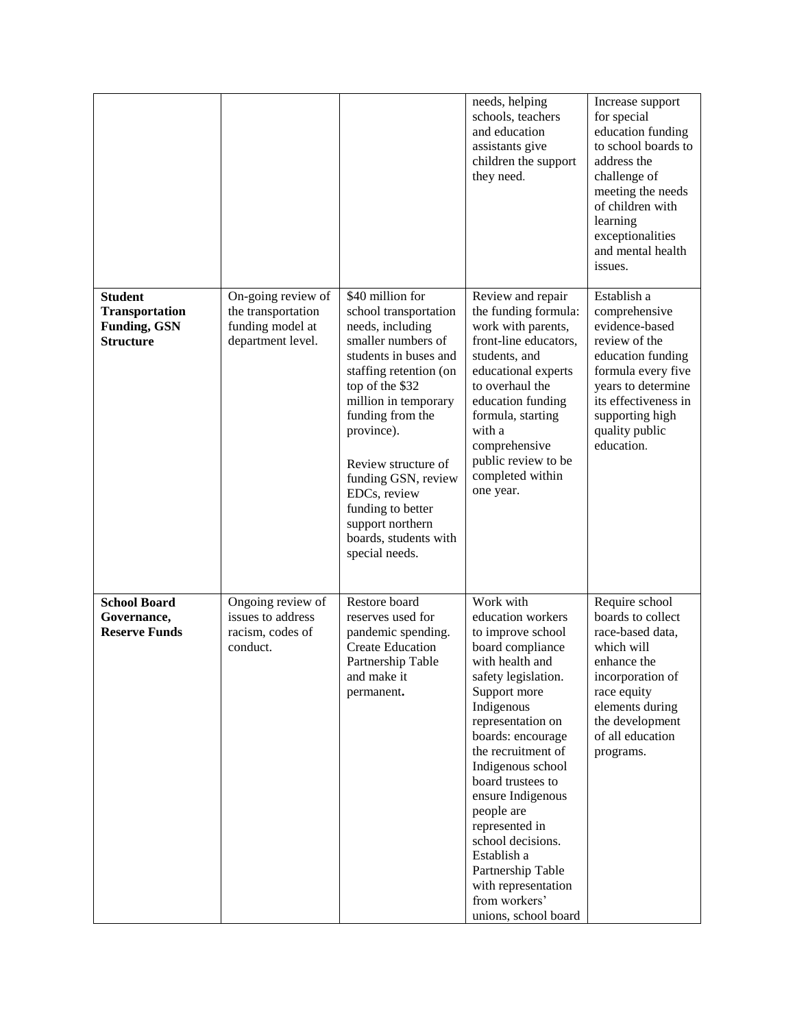| | | | | |
|---|---|---|---|---|
| | | | needs, helping schools, teachers and education assistants give children the support they need. | Increase support for special education funding to school boards to address the challenge of meeting the needs of children with learning exceptionalities and mental health issues. |
| **Student Transportation Funding, GSN Structure** | On-going review of the transportation funding model at department level. | $40 million for school transportation needs, including smaller numbers of students in buses and staffing retention (on top of the $32 million in temporary funding from the province).<br><br>Review structure of funding GSN, review EDCs, review funding to better support northern boards, students with special needs. | Review and repair the funding formula: work with parents, front-line educators, students, and educational experts to overhaul the education funding formula, starting with a comprehensive public review to be completed within one year. | Establish a comprehensive evidence-based review of the education funding formula every five years to determine its effectiveness in supporting high quality public education. |
| **School Board Governance, Reserve Funds** | Ongoing review of issues to address racism, codes of conduct. | Restore board reserves used for pandemic spending. Create Education Partnership Table and make it permanent**.** | Work with education workers to improve school board compliance with health and safety legislation. Support more Indigenous representation on boards: encourage the recruitment of Indigenous school board trustees to ensure Indigenous people are represented in school decisions. Establish a Partnership Table with representation from workers' unions, school board | Require school boards to collect race-based data, which will enhance the incorporation of race equity elements during the development of all education programs. |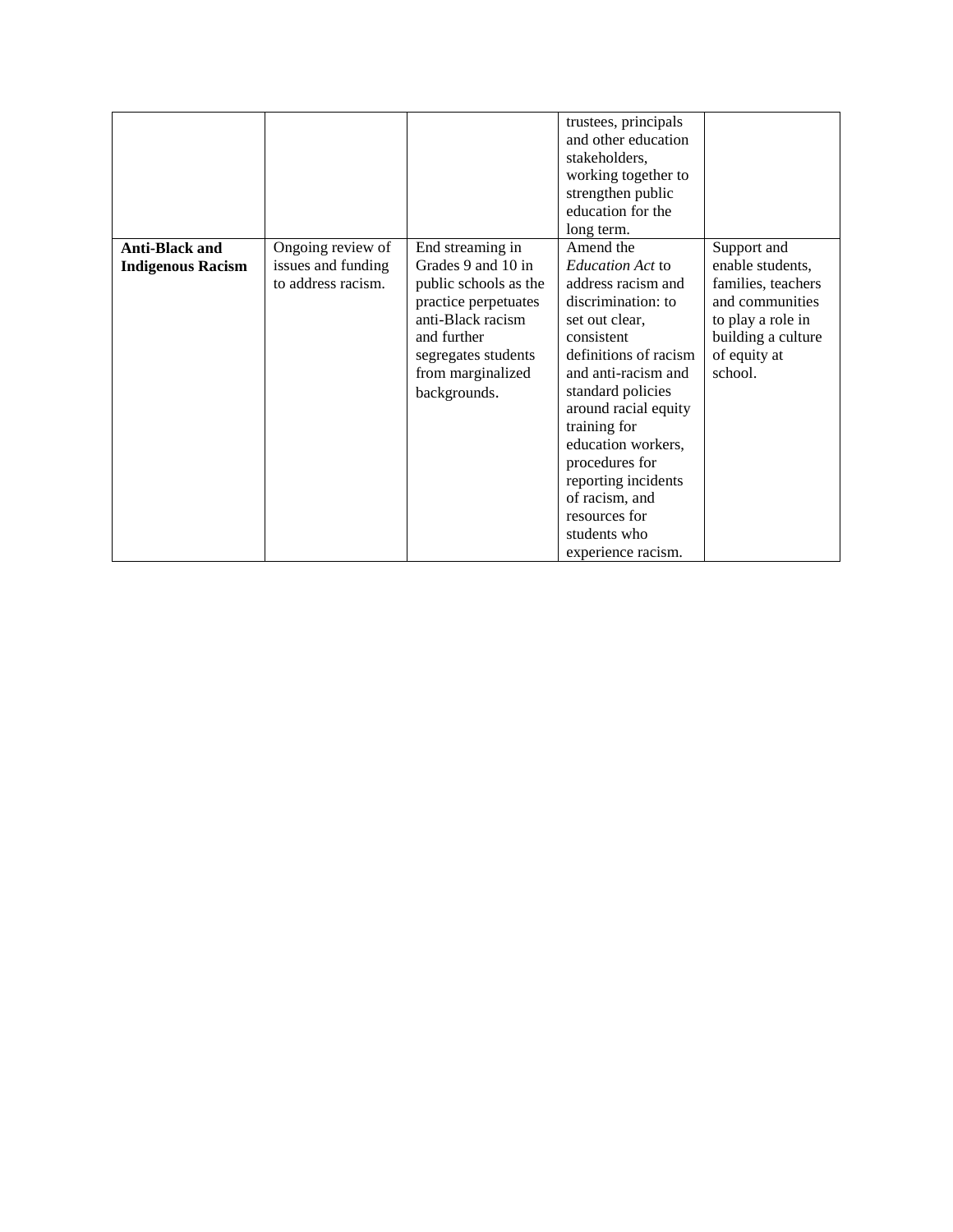| | | | | |
|---|---|---|---|---|
| | | | trustees, principals and other education stakeholders, working together to strengthen public education for the long term. | |
| **Anti-Black and Indigenous Racism** | Ongoing review of issues and funding to address racism. | End streaming in Grades 9 and 10 in public schools as the practice perpetuates anti-Black racism and further segregates students from marginalized backgrounds. | Amend the *Education Act* to address racism and discrimination: to set out clear, consistent definitions of racism and anti-racism and standard policies around racial equity training for education workers, procedures for reporting incidents of racism, and resources for students who experience racism. | Support and enable students, families, teachers and communities to play a role in building a culture of equity at school. |